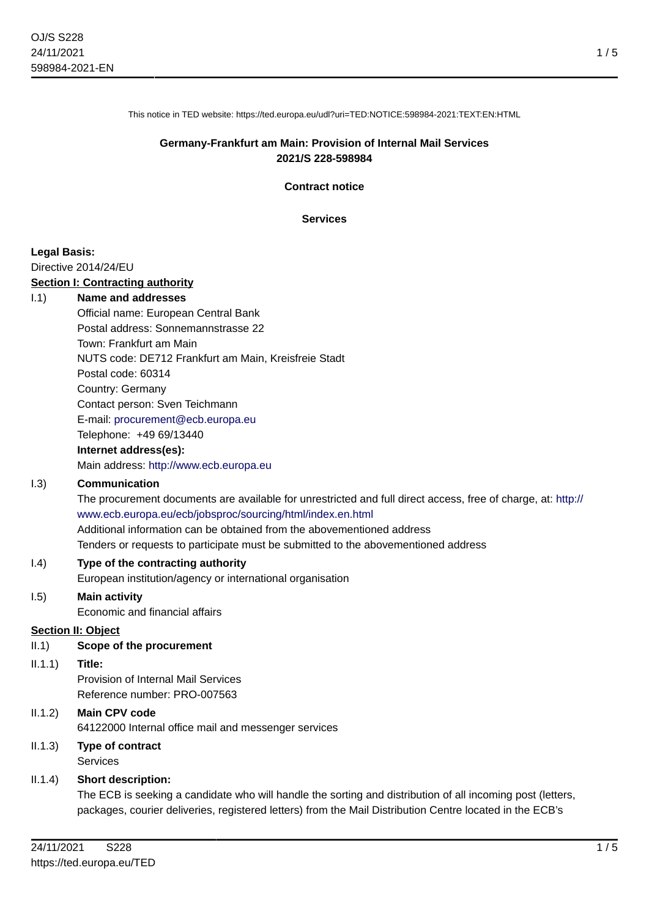This notice in TED website: https://ted.europa.eu/udl?uri=TED:NOTICE:598984-2021:TEXT:EN:HTML

**Germany-Frankfurt am Main: Provision of Internal Mail Services**
**2021/S 228-598984**

**Contract notice**

**Services**

**Legal Basis:**
Directive 2014/24/EU

**Section I: Contracting authority**

I.1) **Name and addresses**
Official name: European Central Bank
Postal address: Sonnemannstrasse 22
Town: Frankfurt am Main
NUTS code: DE712 Frankfurt am Main, Kreisfreie Stadt
Postal code: 60314
Country: Germany
Contact person: Sven Teichmann
E-mail: procurement@ecb.europa.eu
Telephone: +49 69/13440
**Internet address(es):**
Main address: http://www.ecb.europa.eu

I.3) **Communication**
The procurement documents are available for unrestricted and full direct access, free of charge, at: http://www.ecb.europa.eu/ecb/jobsproc/sourcing/html/index.en.html
Additional information can be obtained from the abovementioned address
Tenders or requests to participate must be submitted to the abovementioned address

I.4) **Type of the contracting authority**
European institution/agency or international organisation

I.5) **Main activity**
Economic and financial affairs

**Section II: Object**

II.1) **Scope of the procurement**

II.1.1) **Title:**
Provision of Internal Mail Services
Reference number: PRO-007563

II.1.2) **Main CPV code**
64122000 Internal office mail and messenger services

II.1.3) **Type of contract**
Services

II.1.4) **Short description:**
The ECB is seeking a candidate who will handle the sorting and distribution of all incoming post (letters, packages, courier deliveries, registered letters) from the Mail Distribution Centre located in the ECB's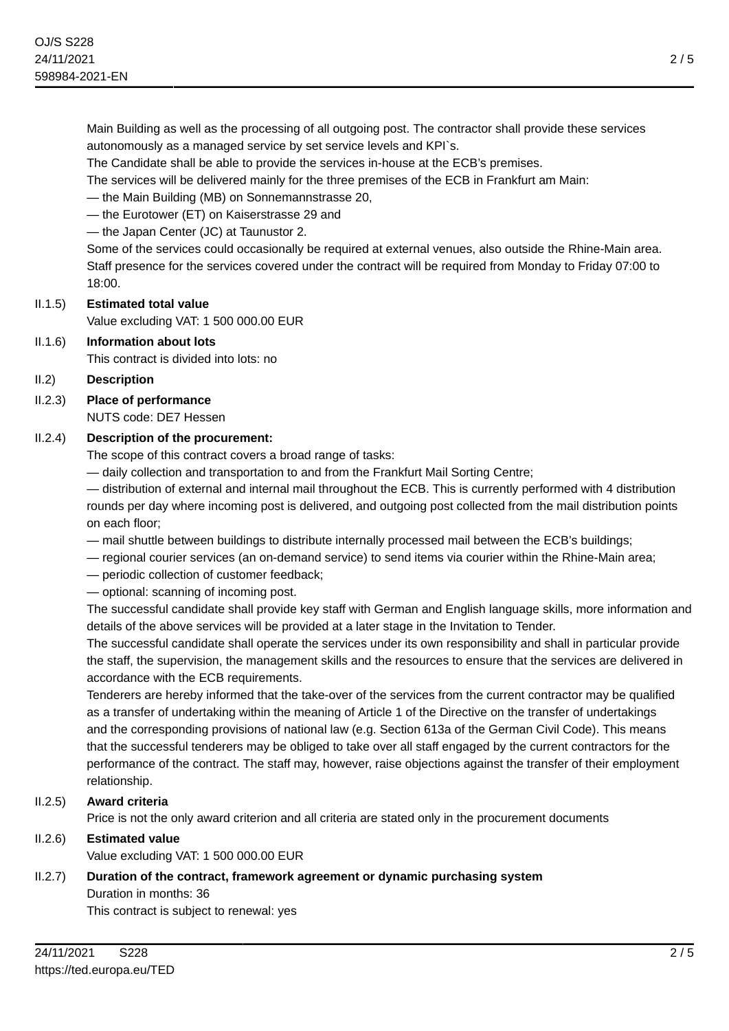Main Building as well as the processing of all outgoing post. The contractor shall provide these services autonomously as a managed service by set service levels and KPI`s.

The Candidate shall be able to provide the services in-house at the ECB's premises.

The services will be delivered mainly for the three premises of the ECB in Frankfurt am Main:

— the Main Building (MB) on Sonnemannstrasse 20,

— the Eurotower (ET) on Kaiserstrasse 29 and

— the Japan Center (JC) at Taunustor 2.

Some of the services could occasionally be required at external venues, also outside the Rhine-Main area. Staff presence for the services covered under the contract will be required from Monday to Friday 07:00 to 18:00.

II.1.5) **Estimated total value**

Value excluding VAT: 1 500 000.00 EUR

II.1.6) **Information about lots**

This contract is divided into lots: no

II.2) **Description**

II.2.3) **Place of performance**

NUTS code: DE7 Hessen

II.2.4) **Description of the procurement:**

The scope of this contract covers a broad range of tasks:

— daily collection and transportation to and from the Frankfurt Mail Sorting Centre;

— distribution of external and internal mail throughout the ECB. This is currently performed with 4 distribution rounds per day where incoming post is delivered, and outgoing post collected from the mail distribution points on each floor;

— mail shuttle between buildings to distribute internally processed mail between the ECB's buildings;

— regional courier services (an on-demand service) to send items via courier within the Rhine-Main area;

— periodic collection of customer feedback;

— optional: scanning of incoming post.

The successful candidate shall provide key staff with German and English language skills, more information and details of the above services will be provided at a later stage in the Invitation to Tender.

The successful candidate shall operate the services under its own responsibility and shall in particular provide the staff, the supervision, the management skills and the resources to ensure that the services are delivered in accordance with the ECB requirements.

Tenderers are hereby informed that the take-over of the services from the current contractor may be qualified as a transfer of undertaking within the meaning of Article 1 of the Directive on the transfer of undertakings and the corresponding provisions of national law (e.g. Section 613a of the German Civil Code). This means that the successful tenderers may be obliged to take over all staff engaged by the current contractors for the performance of the contract. The staff may, however, raise objections against the transfer of their employment relationship.

II.2.5) **Award criteria**

Price is not the only award criterion and all criteria are stated only in the procurement documents

II.2.6) **Estimated value**

Value excluding VAT: 1 500 000.00 EUR

II.2.7) **Duration of the contract, framework agreement or dynamic purchasing system**

Duration in months: 36

This contract is subject to renewal: yes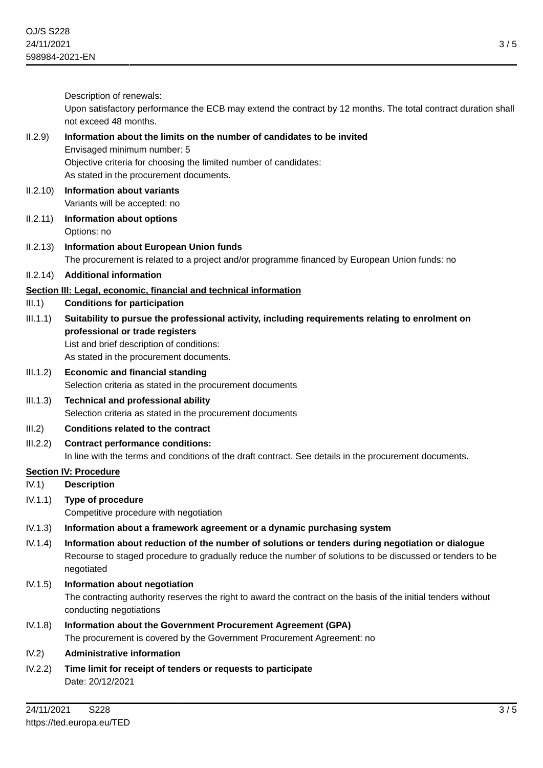Description of renewals:

Upon satisfactory performance the ECB may extend the contract by 12 months. The total contract duration shall not exceed 48 months.

II.2.9) **Information about the limits on the number of candidates to be invited**

Envisaged minimum number: 5

Objective criteria for choosing the limited number of candidates:

As stated in the procurement documents.

II.2.10) **Information about variants**

Variants will be accepted: no

II.2.11) **Information about options**

Options: no

II.2.13) **Information about European Union funds**

The procurement is related to a project and/or programme financed by European Union funds: no

II.2.14) **Additional information**

## Section III: Legal, economic, financial and technical information

III.1) **Conditions for participation**

III.1.1) **Suitability to pursue the professional activity, including requirements relating to enrolment on professional or trade registers**

List and brief description of conditions:

As stated in the procurement documents.

III.1.2) **Economic and financial standing**

Selection criteria as stated in the procurement documents

III.1.3) **Technical and professional ability**

Selection criteria as stated in the procurement documents

III.2) **Conditions related to the contract**

III.2.2) **Contract performance conditions:**

In line with the terms and conditions of the draft contract. See details in the procurement documents.

## Section IV: Procedure

IV.1) **Description**

IV.1.1) **Type of procedure**

Competitive procedure with negotiation

IV.1.3) **Information about a framework agreement or a dynamic purchasing system**

IV.1.4) **Information about reduction of the number of solutions or tenders during negotiation or dialogue**

Recourse to staged procedure to gradually reduce the number of solutions to be discussed or tenders to be negotiated

IV.1.5) **Information about negotiation**

The contracting authority reserves the right to award the contract on the basis of the initial tenders without conducting negotiations

IV.1.8) **Information about the Government Procurement Agreement (GPA)**

The procurement is covered by the Government Procurement Agreement: no

IV.2) **Administrative information**

IV.2.2) **Time limit for receipt of tenders or requests to participate**

Date: 20/12/2021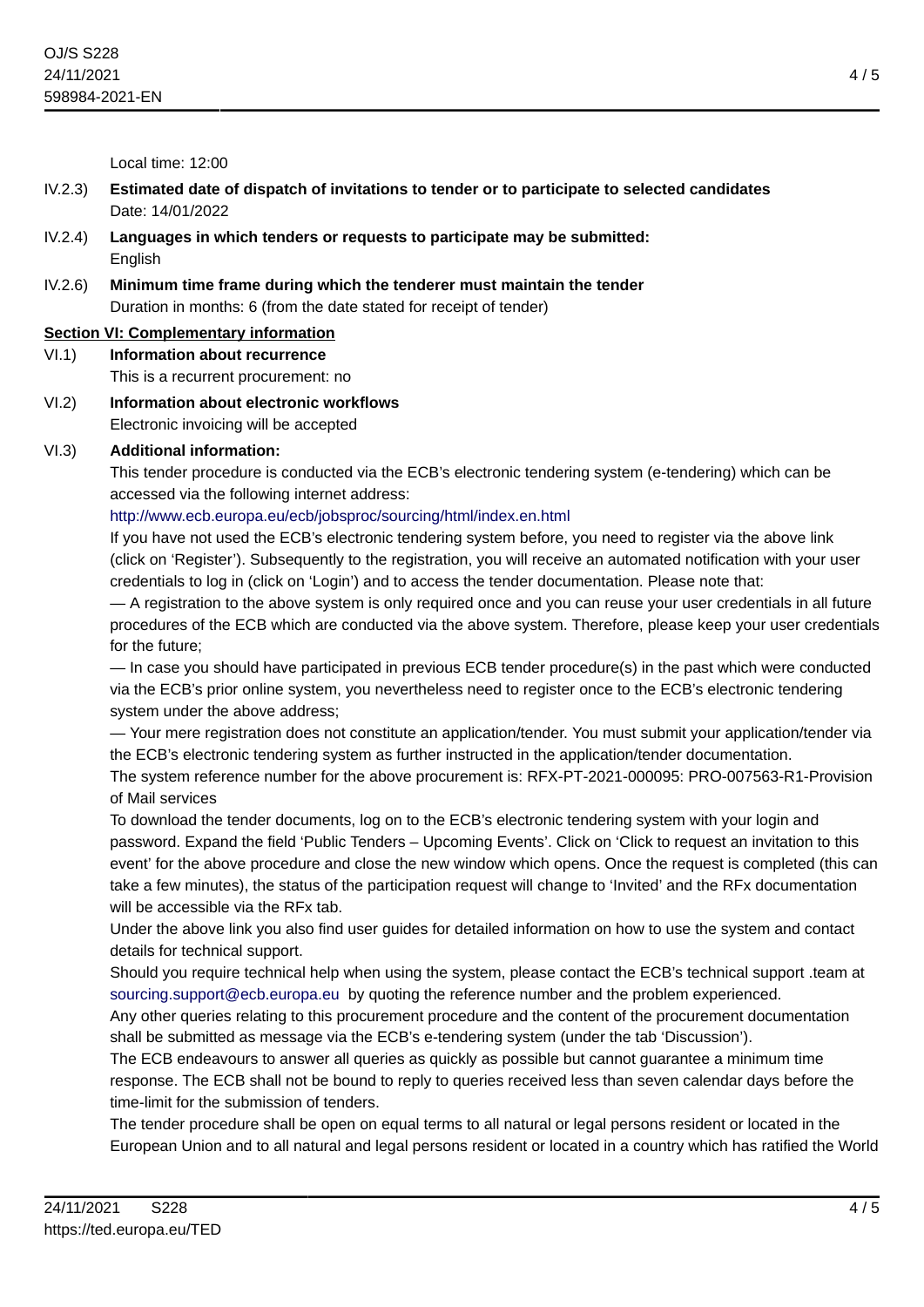Local time: 12:00

IV.2.3) **Estimated date of dispatch of invitations to tender or to participate to selected candidates**
Date: 14/01/2022

IV.2.4) **Languages in which tenders or requests to participate may be submitted:**
English

IV.2.6) **Minimum time frame during which the tenderer must maintain the tender**
Duration in months: 6 (from the date stated for receipt of tender)

## Section VI: Complementary information

VI.1) **Information about recurrence**
This is a recurrent procurement: no

VI.2) **Information about electronic workflows**
Electronic invoicing will be accepted

VI.3) **Additional information:**
This tender procedure is conducted via the ECB's electronic tendering system (e-tendering) which can be accessed via the following internet address:
http://www.ecb.europa.eu/ecb/jobsproc/sourcing/html/index.en.html
If you have not used the ECB's electronic tendering system before, you need to register via the above link (click on 'Register'). Subsequently to the registration, you will receive an automated notification with your user credentials to log in (click on 'Login') and to access the tender documentation. Please note that:
— A registration to the above system is only required once and you can reuse your user credentials in all future procedures of the ECB which are conducted via the above system. Therefore, please keep your user credentials for the future;
— In case you should have participated in previous ECB tender procedure(s) in the past which were conducted via the ECB's prior online system, you nevertheless need to register once to the ECB's electronic tendering system under the above address;
— Your mere registration does not constitute an application/tender. You must submit your application/tender via the ECB's electronic tendering system as further instructed in the application/tender documentation.
The system reference number for the above procurement is: RFX-PT-2021-000095: PRO-007563-R1-Provision of Mail services
To download the tender documents, log on to the ECB's electronic tendering system with your login and password. Expand the field 'Public Tenders – Upcoming Events'. Click on 'Click to request an invitation to this event' for the above procedure and close the new window which opens. Once the request is completed (this can take a few minutes), the status of the participation request will change to 'Invited' and the RFx documentation will be accessible via the RFx tab.
Under the above link you also find user guides for detailed information on how to use the system and contact details for technical support.
Should you require technical help when using the system, please contact the ECB's technical support .team at sourcing.support@ecb.europa.eu by quoting the reference number and the problem experienced.
Any other queries relating to this procurement procedure and the content of the procurement documentation shall be submitted as message via the ECB's e-tendering system (under the tab 'Discussion').
The ECB endeavours to answer all queries as quickly as possible but cannot guarantee a minimum time response. The ECB shall not be bound to reply to queries received less than seven calendar days before the time-limit for the submission of tenders.
The tender procedure shall be open on equal terms to all natural or legal persons resident or located in the European Union and to all natural and legal persons resident or located in a country which has ratified the World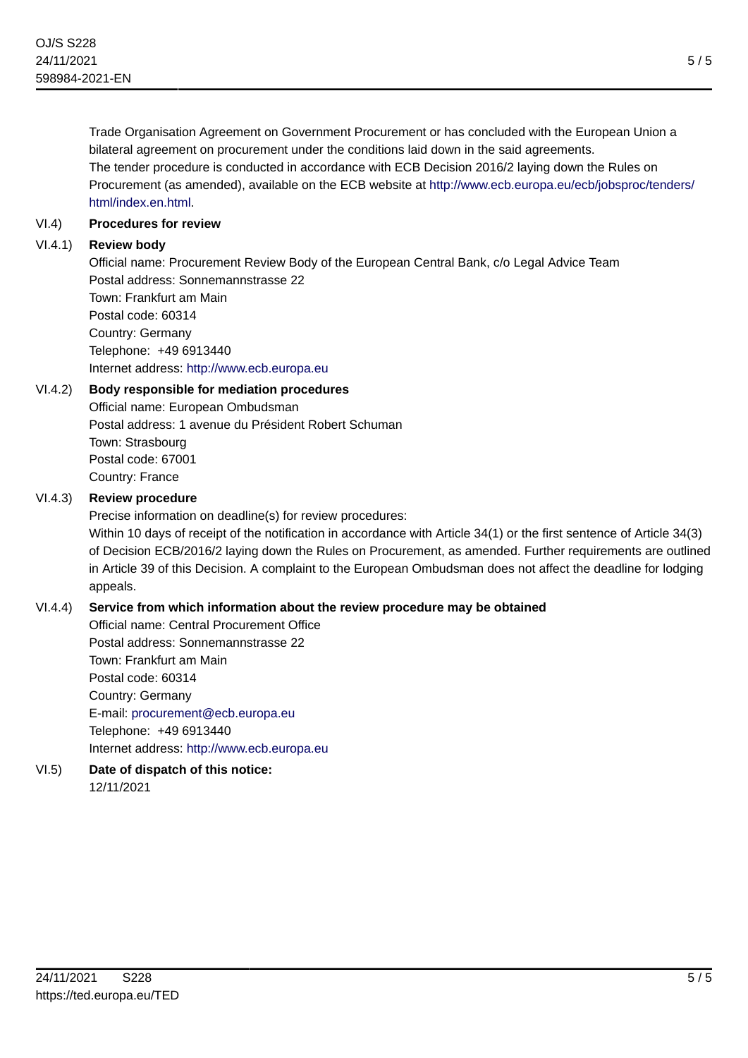Trade Organisation Agreement on Government Procurement or has concluded with the European Union a bilateral agreement on procurement under the conditions laid down in the said agreements.
The tender procedure is conducted in accordance with ECB Decision 2016/2 laying down the Rules on Procurement (as amended), available on the ECB website at http://www.ecb.europa.eu/ecb/jobsproc/tenders/html/index.en.html.

VI.4) **Procedures for review**

VI.4.1) **Review body**

Official name: Procurement Review Body of the European Central Bank, c/o Legal Advice Team
Postal address: Sonnemannstrasse 22
Town: Frankfurt am Main
Postal code: 60314
Country: Germany
Telephone: +49 6913440
Internet address: http://www.ecb.europa.eu

VI.4.2) **Body responsible for mediation procedures**

Official name: European Ombudsman
Postal address: 1 avenue du Président Robert Schuman
Town: Strasbourg
Postal code: 67001
Country: France

VI.4.3) **Review procedure**

Precise information on deadline(s) for review procedures:
Within 10 days of receipt of the notification in accordance with Article 34(1) or the first sentence of Article 34(3) of Decision ECB/2016/2 laying down the Rules on Procurement, as amended. Further requirements are outlined in Article 39 of this Decision. A complaint to the European Ombudsman does not affect the deadline for lodging appeals.

VI.4.4) **Service from which information about the review procedure may be obtained**

Official name: Central Procurement Office
Postal address: Sonnemannstrasse 22
Town: Frankfurt am Main
Postal code: 60314
Country: Germany
E-mail: procurement@ecb.europa.eu
Telephone: +49 6913440
Internet address: http://www.ecb.europa.eu

VI.5) **Date of dispatch of this notice:**

12/11/2021